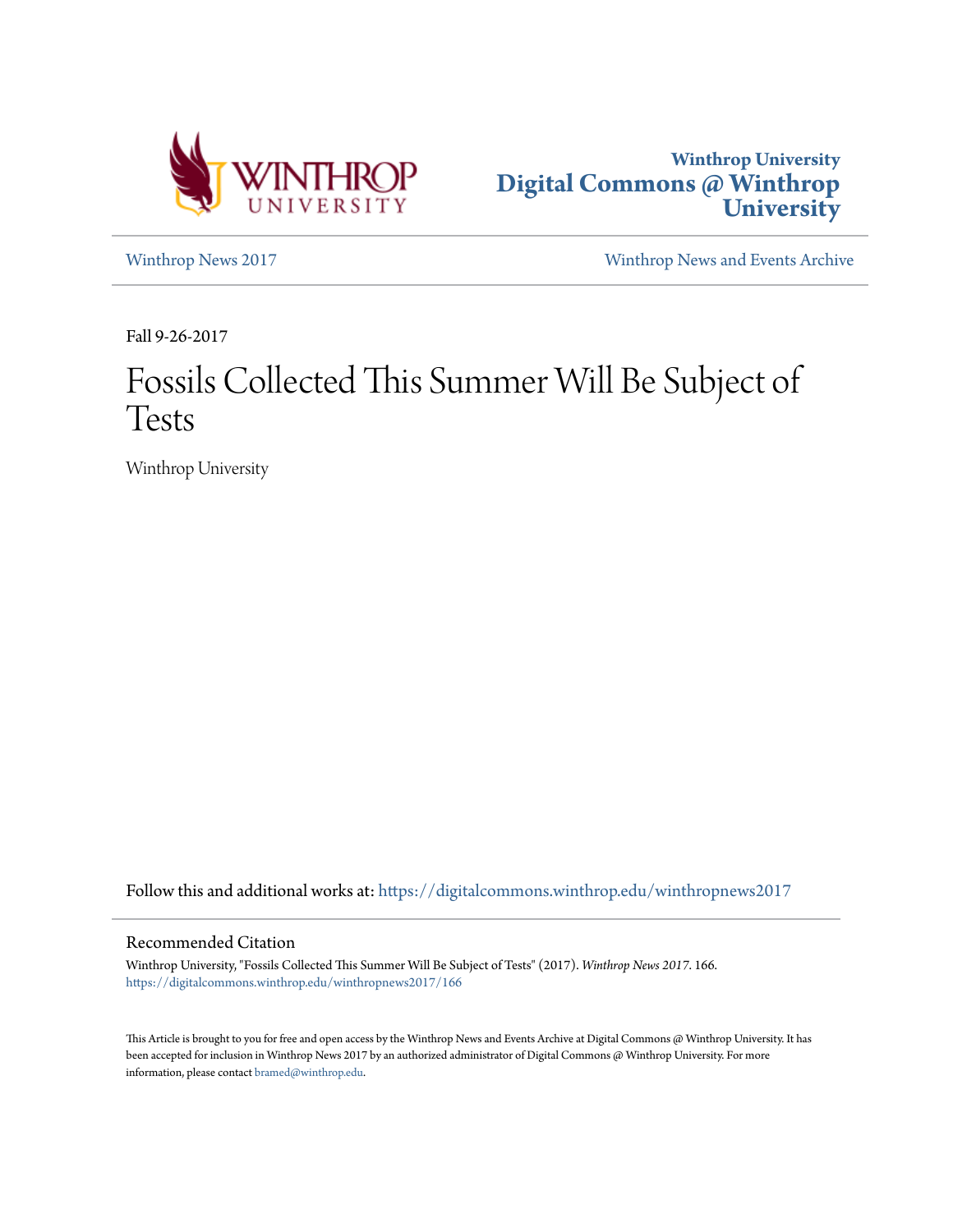Winthrop University
# Digital Commons @ Winthrop University

Winthrop News 2017 | Winthrop News and Events Archive

Fall 9-26-2017

# Fossils Collected This Summer Will Be Subject of Tests

Winthrop University

Follow this and additional works at: https://digitalcommons.winthrop.edu/winthropnews2017

## Recommended Citation

Winthrop University, "Fossils Collected This Summer Will Be Subject of Tests" (2017). *Winthrop News 2017*. 166.
https://digitalcommons.winthrop.edu/winthropnews2017/166

This Article is brought to you for free and open access by the Winthrop News and Events Archive at Digital Commons @ Winthrop University. It has been accepted for inclusion in Winthrop News 2017 by an authorized administrator of Digital Commons @ Winthrop University. For more information, please contact bramed@winthrop.edu.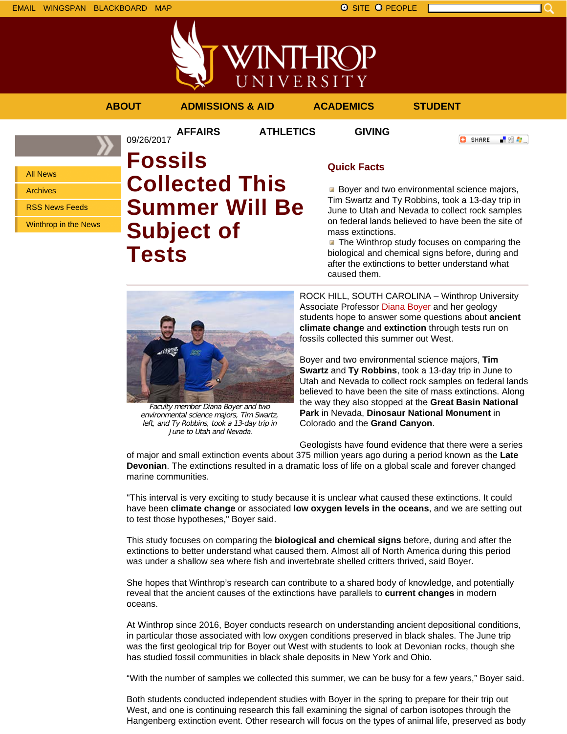EMAIL WINGSPAN BLACKBOARD MAP

SITE PEOPLE

ABOUT ADMISSIONS & AID ACADEMICS STUDENT AFFAIRS ATHLETICS GIVING

- All News
- Archives
- RSS News Feeds
- Winthrop in the News

09/26/2017

# Fossils Collected This Summer Will Be Subject of Tests

## Quick Facts

- Boyer and two environmental science majors, Tim Swartz and Ty Robbins, took a 13-day trip in June to Utah and Nevada to collect rock samples on federal lands believed to have been the site of mass extinctions.
- The Winthrop study focuses on comparing the biological and chemical signs before, during and after the extinctions to better understand what caused them.

*Faculty member Diana Boyer and two environmental science majors, Tim Swartz, left, and Ty Robbins, took a 13-day trip in June to Utah and Nevada.*

ROCK HILL, SOUTH CAROLINA – Winthrop University Associate Professor Diana Boyer and her geology students hope to answer some questions about **ancient climate change** and **extinction** through tests run on fossils collected this summer out West.

Boyer and two environmental science majors, **Tim Swartz** and **Ty Robbins**, took a 13-day trip in June to Utah and Nevada to collect rock samples on federal lands believed to have been the site of mass extinctions. Along the way they also stopped at the **Great Basin National Park** in Nevada, **Dinosaur National Monument** in Colorado and the **Grand Canyon**.

Geologists have found evidence that there were a series of major and small extinction events about 375 million years ago during a period known as the **Late Devonian**. The extinctions resulted in a dramatic loss of life on a global scale and forever changed marine communities.

"This interval is very exciting to study because it is unclear what caused these extinctions. It could have been **climate change** or associated **low oxygen levels in the oceans**, and we are setting out to test those hypotheses," Boyer said.

This study focuses on comparing the **biological and chemical signs** before, during and after the extinctions to better understand what caused them. Almost all of North America during this period was under a shallow sea where fish and invertebrate shelled critters thrived, said Boyer.

She hopes that Winthrop's research can contribute to a shared body of knowledge, and potentially reveal that the ancient causes of the extinctions have parallels to **current changes** in modern oceans.

At Winthrop since 2016, Boyer conducts research on understanding ancient depositional conditions, in particular those associated with low oxygen conditions preserved in black shales. The June trip was the first geological trip for Boyer out West with students to look at Devonian rocks, though she has studied fossil communities in black shale deposits in New York and Ohio.

“With the number of samples we collected this summer, we can be busy for a few years,” Boyer said.

Both students conducted independent studies with Boyer in the spring to prepare for their trip out West, and one is continuing research this fall examining the signal of carbon isotopes through the Hangenberg extinction event. Other research will focus on the types of animal life, preserved as body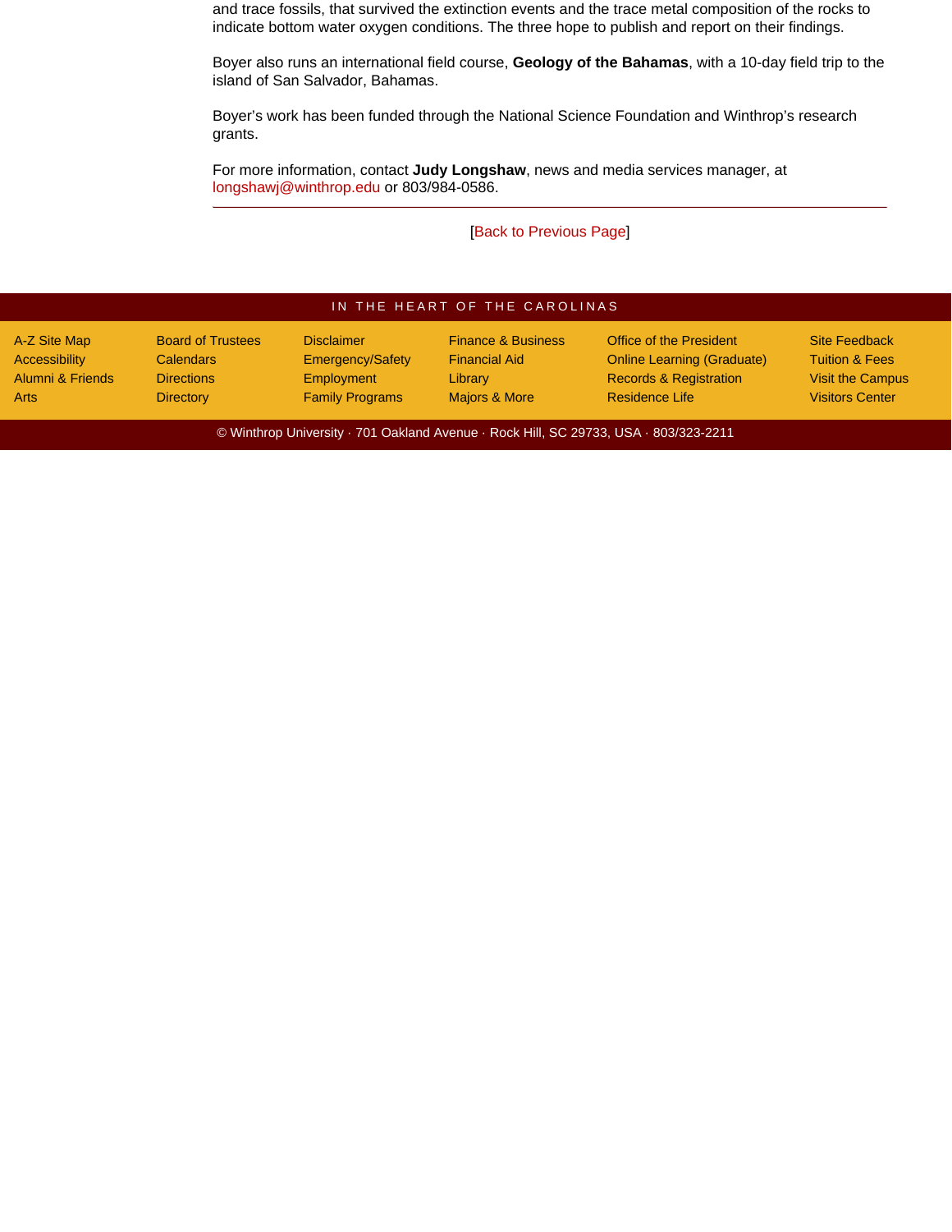and trace fossils, that survived the extinction events and the trace metal composition of the rocks to indicate bottom water oxygen conditions. The three hope to publish and report on their findings.

Boyer also runs an international field course, **Geology of the Bahamas**, with a 10-day field trip to the island of San Salvador, Bahamas.

Boyer's work has been funded through the National Science Foundation and Winthrop's research grants.

For more information, contact **Judy Longshaw**, news and media services manager, at longshawj@winthrop.edu or 803/984-0586.

---

[Back to Previous Page]

IN THE HEART OF THE CAROLINAS

A-Z Site Map
Accessibility
Alumni & Friends
Arts
Board of Trustees
Calendars
Directions
Directory
Disclaimer
Emergency/Safety
Employment
Family Programs
Finance & Business
Financial Aid
Library
Majors & More
Office of the President
Online Learning (Graduate)
Records & Registration
Residence Life
Site Feedback
Tuition & Fees
Visit the Campus
Visitors Center

© Winthrop University · 701 Oakland Avenue · Rock Hill, SC 29733, USA · 803/323-2211